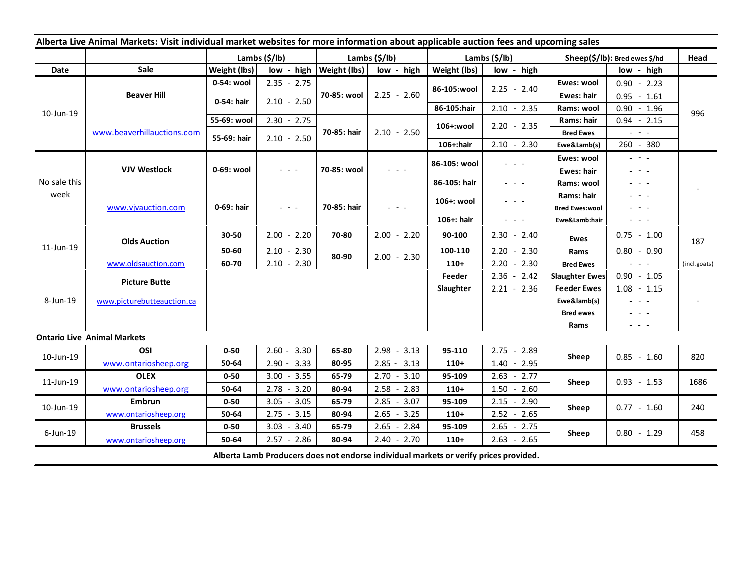| Alberta Live Animal Markets: Visit individual market websites for more information about applicable auction fees and upcoming sales | | | | | | | | | | |
|---|---|---|---|---|---|---|---|---|---|---|
| | | Lambs ($/lb) | | Lambs ($/lb) | | Lambs ($/lb) | | Sheep($/lb): Bred ewes $/hd | | Head |
| Date | Sale | Weight (lbs) | low - high | Weight (lbs) | low - high | Weight (lbs) | low - high | | low - high | |
| 10-Jun-19 | Beaver Hill | 0-54: wool | 2.35 - 2.75 | 70-85: wool | 2.25 - 2.60 | 86-105:wool | 2.25 - 2.40 | Ewes: wool | 0.90 - 2.23 | 996 |
| | | 0-54: hair | 2.10 - 2.50 | | | | | Ewes: hair | 0.95 - 1.61 | |
| | | | | | | 86-105:hair | 2.10 - 2.35 | Rams: wool | 0.90 - 1.96 | |
| | www.beaverhillauctions.com | 55-69: wool | 2.30 - 2.75 | 70-85: hair | 2.10 - 2.50 | 106+:wool | 2.20 - 2.35 | Rams: hair | 0.94 - 2.15 | |
| | | 55-69: hair | 2.10 - 2.50 | | | | | Bred Ewes | - - - | |
| | | | | | | 106+:hair | 2.10 - 2.30 | Ewe&Lamb(s) | 260 - 380 | |
| No sale this week | VJV Westlock | 0-69: wool | - - - | 70-85: wool | - - - | 86-105: wool | - - - | Ewes: wool | - - - | - |
| | | | | | | | | Ewes: hair | - - - | |
| | | | | | | 86-105: hair | - - - | Rams: wool | - - - | |
| | www.vjvauction.com | 0-69: hair | - - - | 70-85: hair | - - - | 106+: wool | - - - | Rams: hair | - - - | |
| | | | | | | | | Bred Ewes:wool | - - - | |
| | | | | | | 106+: hair | - - - | Ewe&Lamb:hair | - - - | |
| 11-Jun-19 | Olds Auction | 30-50 | 2.00 - 2.20 | 70-80 | 2.00 - 2.20 | 90-100 | 2.30 - 2.40 | Ewes | 0.75 - 1.00 | 187 |
| | | 50-60 | 2.10 - 2.30 | 80-90 | 2.00 - 2.30 | 100-110 | 2.20 - 2.30 | Rams | 0.80 - 0.90 | |
| | www.oldsauction.com | 60-70 | 2.10 - 2.30 | | | 110+ | 2.20 - 2.30 | Bred Ewes | - - - | (incl.goats) |
| 8-Jun-19 | Picture Butte | | | | | Feeder | 2.36 - 2.42 | Slaughter Ewes | 0.90 - 1.05 | - |
| | www.picturebutteauction.ca | | | | | Slaughter | 2.21 - 2.36 | Feeder Ewes | 1.08 - 1.15 | |
| | | | | | | | | Ewe&lamb(s) | - - - | |
| | | | | | | | | Bred ewes | - - - | |
| | | | | | | | | Rams | - - - | |
| Ontario Live Animal Markets | | | | | | | | | | |
| 10-Jun-19 | OSI | 0-50 | 2.60 - 3.30 | 65-80 | 2.98 - 3.13 | 95-110 | 2.75 - 2.89 | Sheep | 0.85 - 1.60 | 820 |
| | www.ontariosheep.org | 50-64 | 2.90 - 3.33 | 80-95 | 2.85 - 3.13 | 110+ | 1.40 - 2.95 | | | |
| 11-Jun-19 | OLEX | 0-50 | 3.00 - 3.55 | 65-79 | 2.70 - 3.10 | 95-109 | 2.63 - 2.77 | Sheep | 0.93 - 1.53 | 1686 |
| | www.ontariosheep.org | 50-64 | 2.78 - 3.20 | 80-94 | 2.58 - 2.83 | 110+ | 1.50 - 2.60 | | | |
| 10-Jun-19 | Embrun | 0-50 | 3.05 - 3.05 | 65-79 | 2.85 - 3.07 | 95-109 | 2.15 - 2.90 | Sheep | 0.77 - 1.60 | 240 |
| | www.ontariosheep.org | 50-64 | 2.75 - 3.15 | 80-94 | 2.65 - 3.25 | 110+ | 2.52 - 2.65 | | | |
| 6-Jun-19 | Brussels | 0-50 | 3.03 - 3.40 | 65-79 | 2.65 - 2.84 | 95-109 | 2.65 - 2.75 | Sheep | 0.80 - 1.29 | 458 |
| | www.ontariosheep.org | 50-64 | 2.57 - 2.86 | 80-94 | 2.40 - 2.70 | 110+ | 2.63 - 2.65 | | | |

**Alberta Lamb Producers does not endorse individual markets or verify prices provided.**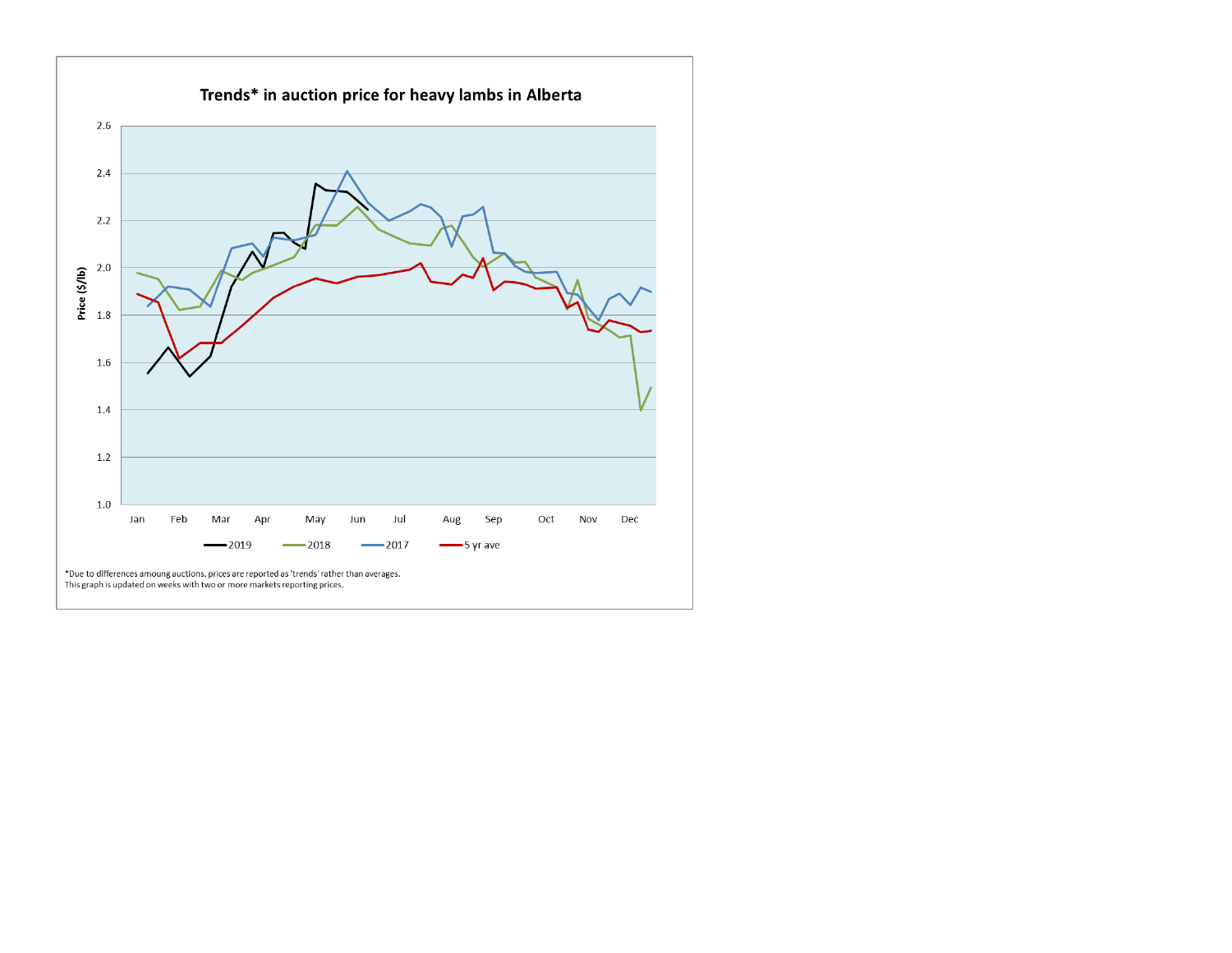**Trends* in auction price for heavy lambs in Alberta**

Price ($/lb)

2.6
2.4
2.2
2.0
1.8
1.6
1.4
1.2
1.0

Jan Feb Mar Apr May Jun Jul Aug Sep Oct Nov Dec

2019 2018 2017 5 yr ave

*Due to differences amoung auctions, prices are reported as 'trends' rather than averages.
This graph is updated on weeks with two or more markets reporting prices.